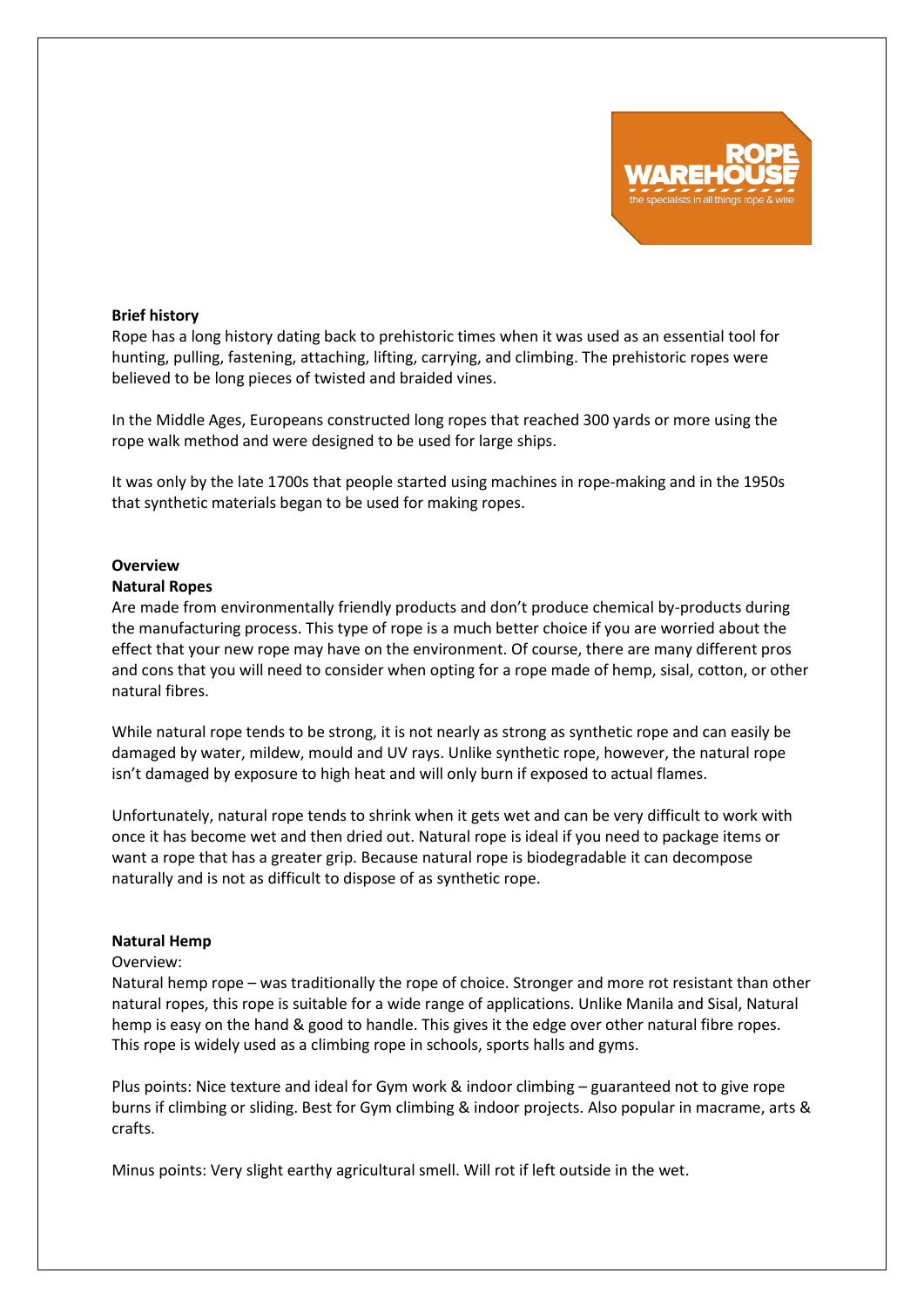**Brief history**

Rope has a long history dating back to prehistoric times when it was used as an essential tool for hunting, pulling, fastening, attaching, lifting, carrying, and climbing. The prehistoric ropes were believed to be long pieces of twisted and braided vines.

In the Middle Ages, Europeans constructed long ropes that reached 300 yards or more using the rope walk method and were designed to be used for large ships.

It was only by the late 1700s that people started using machines in rope-making and in the 1950s that synthetic materials began to be used for making ropes.

**Overview**

**Natural Ropes**

Are made from environmentally friendly products and don't produce chemical by-products during the manufacturing process. This type of rope is a much better choice if you are worried about the effect that your new rope may have on the environment. Of course, there are many different pros and cons that you will need to consider when opting for a rope made of hemp, sisal, cotton, or other natural fibres.

While natural rope tends to be strong, it is not nearly as strong as synthetic rope and can easily be damaged by water, mildew, mould and UV rays. Unlike synthetic rope, however, the natural rope isn't damaged by exposure to high heat and will only burn if exposed to actual flames.

Unfortunately, natural rope tends to shrink when it gets wet and can be very difficult to work with once it has become wet and then dried out. Natural rope is ideal if you need to package items or want a rope that has a greater grip. Because natural rope is biodegradable it can decompose naturally and is not as difficult to dispose of as synthetic rope.

**Natural Hemp**

Overview:

Natural hemp rope – was traditionally the rope of choice. Stronger and more rot resistant than other natural ropes, this rope is suitable for a wide range of applications. Unlike Manila and Sisal, Natural hemp is easy on the hand & good to handle. This gives it the edge over other natural fibre ropes. This rope is widely used as a climbing rope in schools, sports halls and gyms.

Plus points: Nice texture and ideal for Gym work & indoor climbing – guaranteed not to give rope burns if climbing or sliding. Best for Gym climbing & indoor projects. Also popular in macrame, arts & crafts.

Minus points: Very slight earthy agricultural smell. Will rot if left outside in the wet.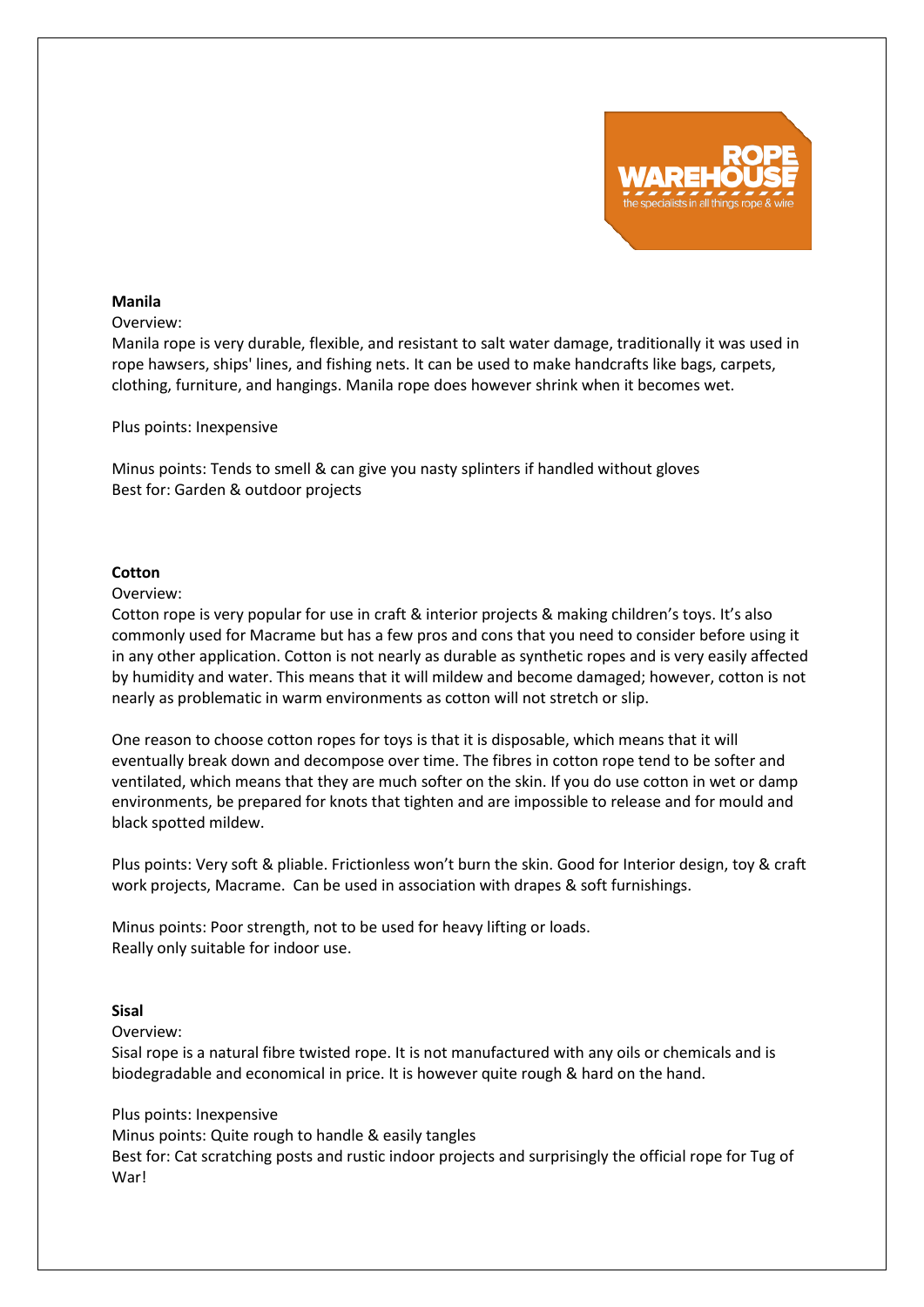**Manila**

Overview:

Manila rope is very durable, flexible, and resistant to salt water damage, traditionally it was used in rope hawsers, ships' lines, and fishing nets. It can be used to make handcrafts like bags, carpets, clothing, furniture, and hangings. Manila rope does however shrink when it becomes wet.

Plus points: Inexpensive

Minus points: Tends to smell & can give you nasty splinters if handled without gloves
Best for: Garden & outdoor projects

**Cotton**

Overview:

Cotton rope is very popular for use in craft & interior projects & making children's toys. It's also commonly used for Macrame but has a few pros and cons that you need to consider before using it in any other application. Cotton is not nearly as durable as synthetic ropes and is very easily affected by humidity and water. This means that it will mildew and become damaged; however, cotton is not nearly as problematic in warm environments as cotton will not stretch or slip.

One reason to choose cotton ropes for toys is that it is disposable, which means that it will eventually break down and decompose over time. The fibres in cotton rope tend to be softer and ventilated, which means that they are much softer on the skin. If you do use cotton in wet or damp environments, be prepared for knots that tighten and are impossible to release and for mould and black spotted mildew.

Plus points: Very soft & pliable. Frictionless won't burn the skin. Good for Interior design, toy & craft work projects, Macrame. Can be used in association with drapes & soft furnishings.

Minus points: Poor strength, not to be used for heavy lifting or loads.
Really only suitable for indoor use.

**Sisal**

Overview:

Sisal rope is a natural fibre twisted rope. It is not manufactured with any oils or chemicals and is biodegradable and economical in price. It is however quite rough & hard on the hand.

Plus points: Inexpensive
Minus points: Quite rough to handle & easily tangles
Best for: Cat scratching posts and rustic indoor projects and surprisingly the official rope for Tug of War!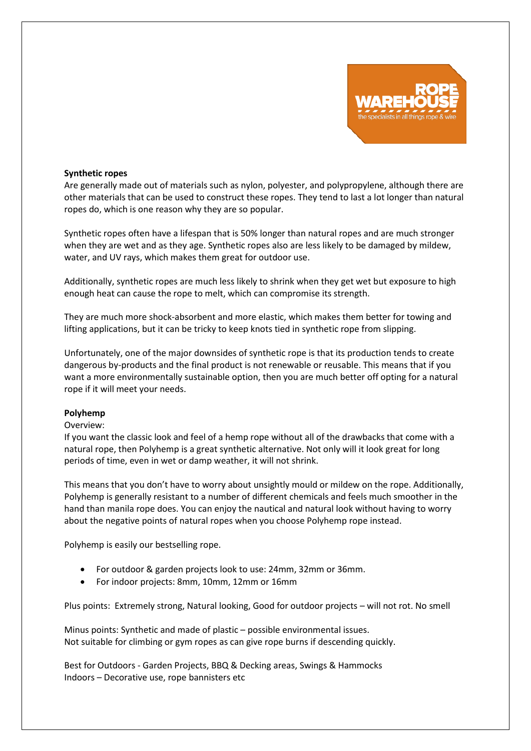**Synthetic ropes**

Are generally made out of materials such as nylon, polyester, and polypropylene, although there are other materials that can be used to construct these ropes. They tend to last a lot longer than natural ropes do, which is one reason why they are so popular.

Synthetic ropes often have a lifespan that is 50% longer than natural ropes and are much stronger when they are wet and as they age. Synthetic ropes also are less likely to be damaged by mildew, water, and UV rays, which makes them great for outdoor use.

Additionally, synthetic ropes are much less likely to shrink when they get wet but exposure to high enough heat can cause the rope to melt, which can compromise its strength.

They are much more shock-absorbent and more elastic, which makes them better for towing and lifting applications, but it can be tricky to keep knots tied in synthetic rope from slipping.

Unfortunately, one of the major downsides of synthetic rope is that its production tends to create dangerous by-products and the final product is not renewable or reusable. This means that if you want a more environmentally sustainable option, then you are much better off opting for a natural rope if it will meet your needs.

**Polyhemp**

Overview:

If you want the classic look and feel of a hemp rope without all of the drawbacks that come with a natural rope, then Polyhemp is a great synthetic alternative. Not only will it look great for long periods of time, even in wet or damp weather, it will not shrink.

This means that you don't have to worry about unsightly mould or mildew on the rope. Additionally, Polyhemp is generally resistant to a number of different chemicals and feels much smoother in the hand than manila rope does. You can enjoy the nautical and natural look without having to worry about the negative points of natural ropes when you choose Polyhemp rope instead.

Polyhemp is easily our bestselling rope.

- For outdoor & garden projects look to use: 24mm, 32mm or 36mm.
- For indoor projects: 8mm, 10mm, 12mm or 16mm

Plus points: Extremely strong, Natural looking, Good for outdoor projects – will not rot. No smell

Minus points: Synthetic and made of plastic – possible environmental issues.
Not suitable for climbing or gym ropes as can give rope burns if descending quickly.

Best for Outdoors - Garden Projects, BBQ & Decking areas, Swings & Hammocks
Indoors – Decorative use, rope bannisters etc